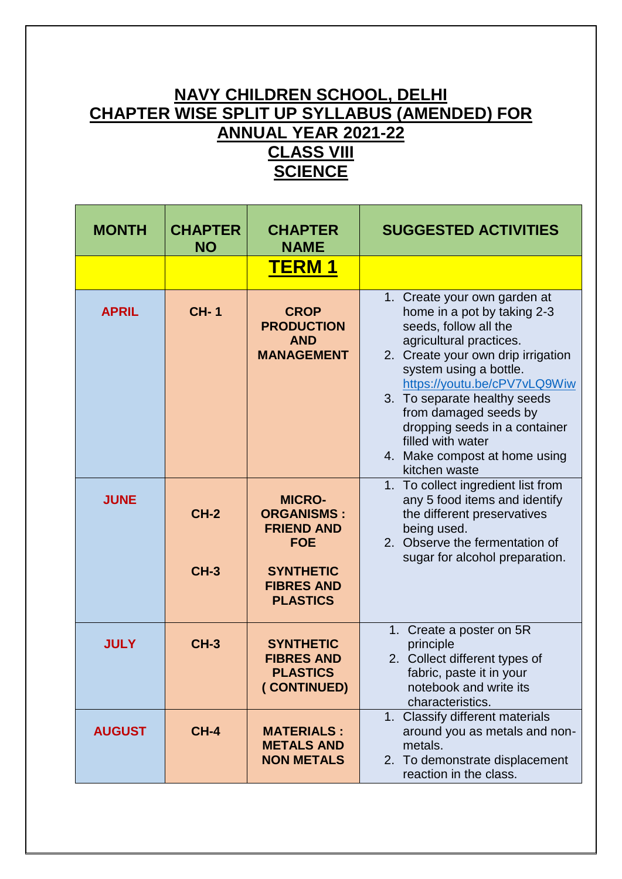# NAVY CHILDREN SCHOOL, DELHI
# CHAPTER WISE SPLIT UP SYLLABUS (AMENDED) FOR ANNUAL YEAR 2021-22
# CLASS VIII
# SCIENCE

| MONTH | CHAPTER NO | CHAPTER NAME | SUGGESTED ACTIVITIES |
|---|---|---|---|
| | | **TERM 1** | |
| APRIL | CH- 1 | CROP PRODUCTION AND MANAGEMENT | 1. Create your own garden at home in a pot by taking 2-3 seeds, follow all the agricultural practices.<br>2. Create your own drip irrigation system using a bottle. https://youtu.be/cPV7vLQ9Wiw<br>3. To separate healthy seeds from damaged seeds by dropping seeds in a container filled with water<br>4. Make compost at home using kitchen waste |
| JUNE | CH-2<br><br>CH-3 | MICRO-ORGANISMS : FRIEND AND FOE<br><br>SYNTHETIC FIBRES AND PLASTICS | 1. To collect ingredient list from any 5 food items and identify the different preservatives being used.<br>2. Observe the fermentation of sugar for alcohol preparation. |
| JULY | CH-3 | SYNTHETIC FIBRES AND PLASTICS ( CONTINUED) | 1. Create a poster on 5R principle<br>2. Collect different types of fabric, paste it in your notebook and write its characteristics. |
| AUGUST | CH-4 | MATERIALS : METALS AND NON METALS | 1. Classify different materials around you as metals and non-metals.<br>2. To demonstrate displacement reaction in the class. |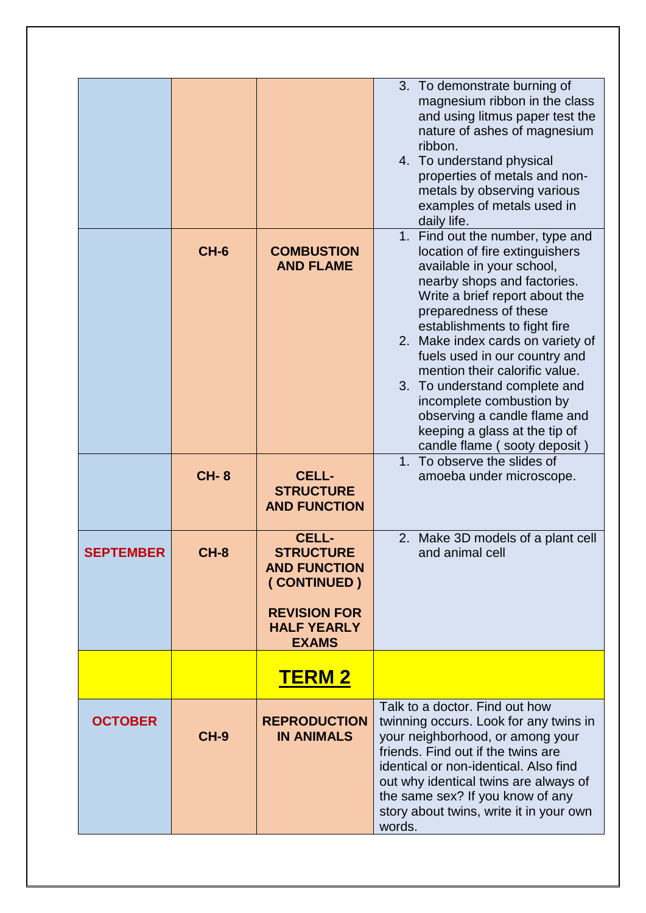| | | | |
|---|---|---|---|
| | | | 3. To demonstrate burning of magnesium ribbon in the class and using litmus paper test the nature of ashes of magnesium ribbon.<br>4. To understand physical properties of metals and non-metals by observing various examples of metals used in daily life. |
| | **CH-6** | **COMBUSTION AND FLAME** | 1. Find out the number, type and location of fire extinguishers available in your school, nearby shops and factories. Write a brief report about the preparedness of these establishments to fight fire<br>2. Make index cards on variety of fuels used in our country and mention their calorific value.<br>3. To understand complete and incomplete combustion by observing a candle flame and keeping a glass at the tip of candle flame ( sooty deposit ) |
| | **CH- 8** | **CELL- STRUCTURE AND FUNCTION** | 1. To observe the slides of amoeba under microscope. |
| **SEPTEMBER** | **CH-8** | **CELL- STRUCTURE AND FUNCTION ( CONTINUED )**<br><br>**REVISION FOR HALF YEARLY EXAMS** | 2. Make 3D models of a plant cell and animal cell |
| | | **TERM 2** | |
| **OCTOBER** | **CH-9** | **REPRODUCTION IN ANIMALS** | Talk to a doctor. Find out how twinning occurs. Look for any twins in your neighborhood, or among your friends. Find out if the twins are identical or non-identical. Also find out why identical twins are always of the same sex? If you know of any story about twins, write it in your own words. |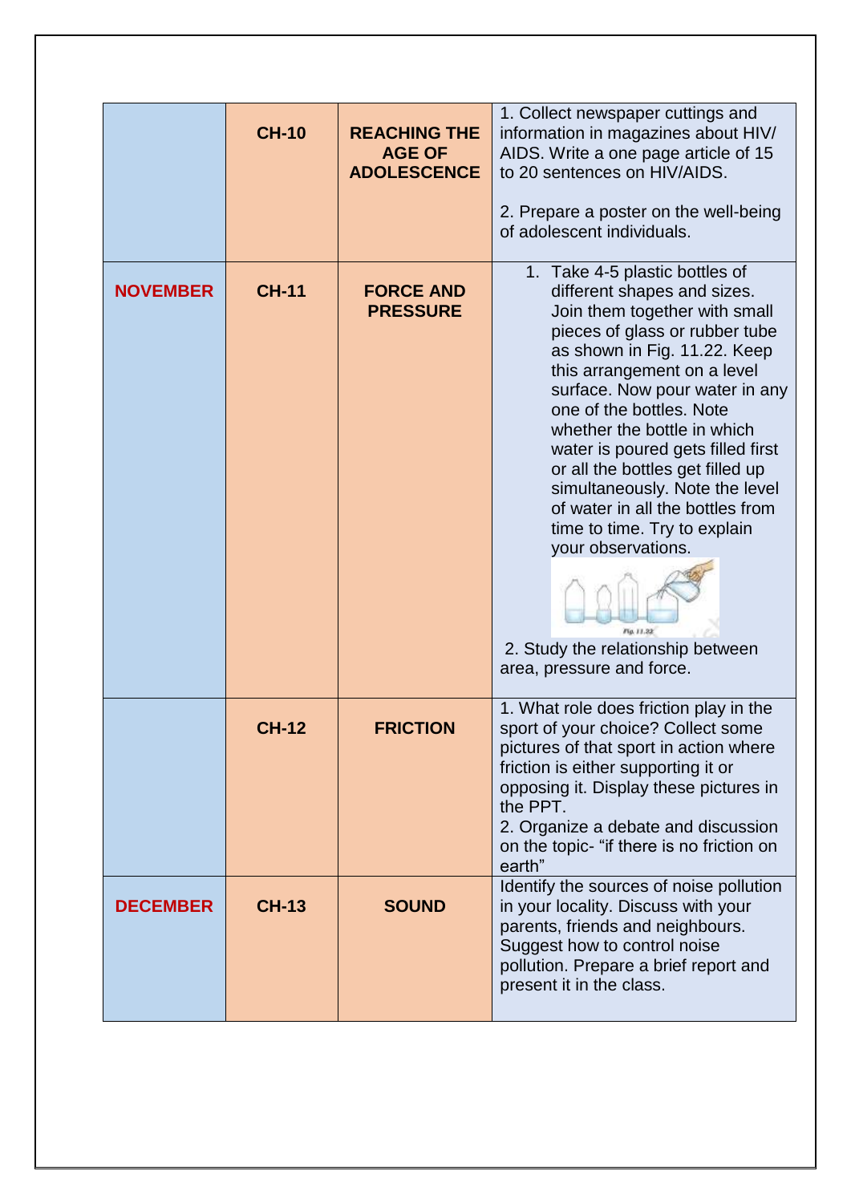| | | | |
|---|---|---|---|
| | **CH-10** | **REACHING THE AGE OF ADOLESCENCE** | 1. Collect newspaper cuttings and information in magazines about HIV/ AIDS. Write a one page article of 15 to 20 sentences on HIV/AIDS.<br><br>2. Prepare a poster on the well-being of adolescent individuals. |
| **NOVEMBER** | **CH-11** | **FORCE AND PRESSURE** | 1. Take 4-5 plastic bottles of different shapes and sizes. Join them together with small pieces of glass or rubber tube as shown in Fig. 11.22. Keep this arrangement on a level surface. Now pour water in any one of the bottles. Note whether the bottle in which water is poured gets filled first or all the bottles get filled up simultaneously. Note the level of water in all the bottles from time to time. Try to explain your observations.<br><br>Fig. 11.22<br><br>2. Study the relationship between area, pressure and force. |
| | **CH-12** | **FRICTION** | 1. What role does friction play in the sport of your choice? Collect some pictures of that sport in action where friction is either supporting it or opposing it. Display these pictures in the PPT.<br>2. Organize a debate and discussion on the topic- "if there is no friction on earth" |
| **DECEMBER** | **CH-13** | **SOUND** | Identify the sources of noise pollution in your locality. Discuss with your parents, friends and neighbours. Suggest how to control noise pollution. Prepare a brief report and present it in the class. |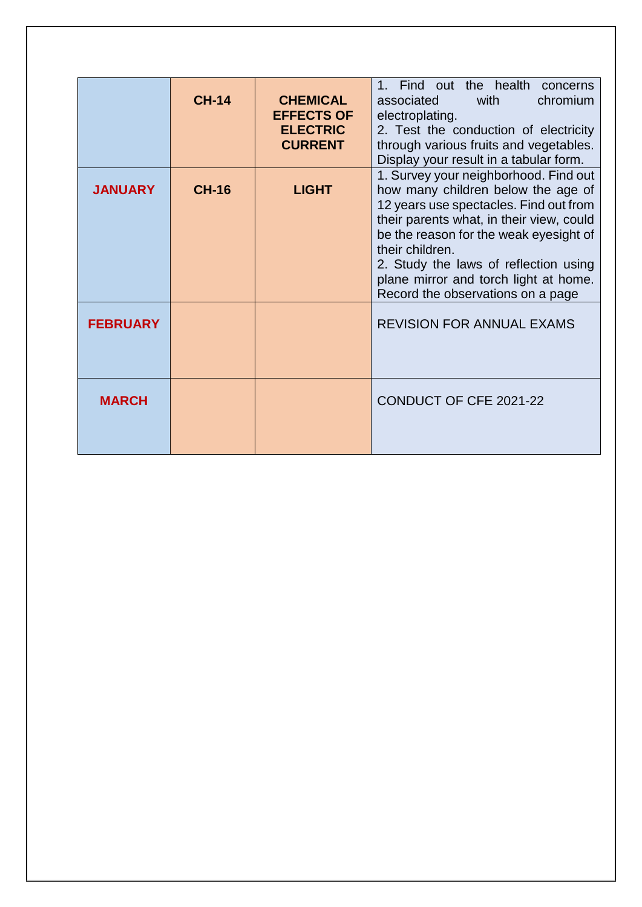| | | | |
|---|---|---|---|
| | **CH-14** | **CHEMICAL EFFECTS OF ELECTRIC CURRENT** | 1. Find out the health concerns associated with chromium electroplating.<br>2. Test the conduction of electricity through various fruits and vegetables. Display your result in a tabular form. |
| **JANUARY** | **CH-16** | **LIGHT** | 1. Survey your neighborhood. Find out how many children below the age of 12 years use spectacles. Find out from their parents what, in their view, could be the reason for the weak eyesight of their children.<br>2. Study the laws of reflection using plane mirror and torch light at home. Record the observations on a page |
| **FEBRUARY** | | | REVISION FOR ANNUAL EXAMS |
| **MARCH** | | | CONDUCT OF CFE 2021-22 |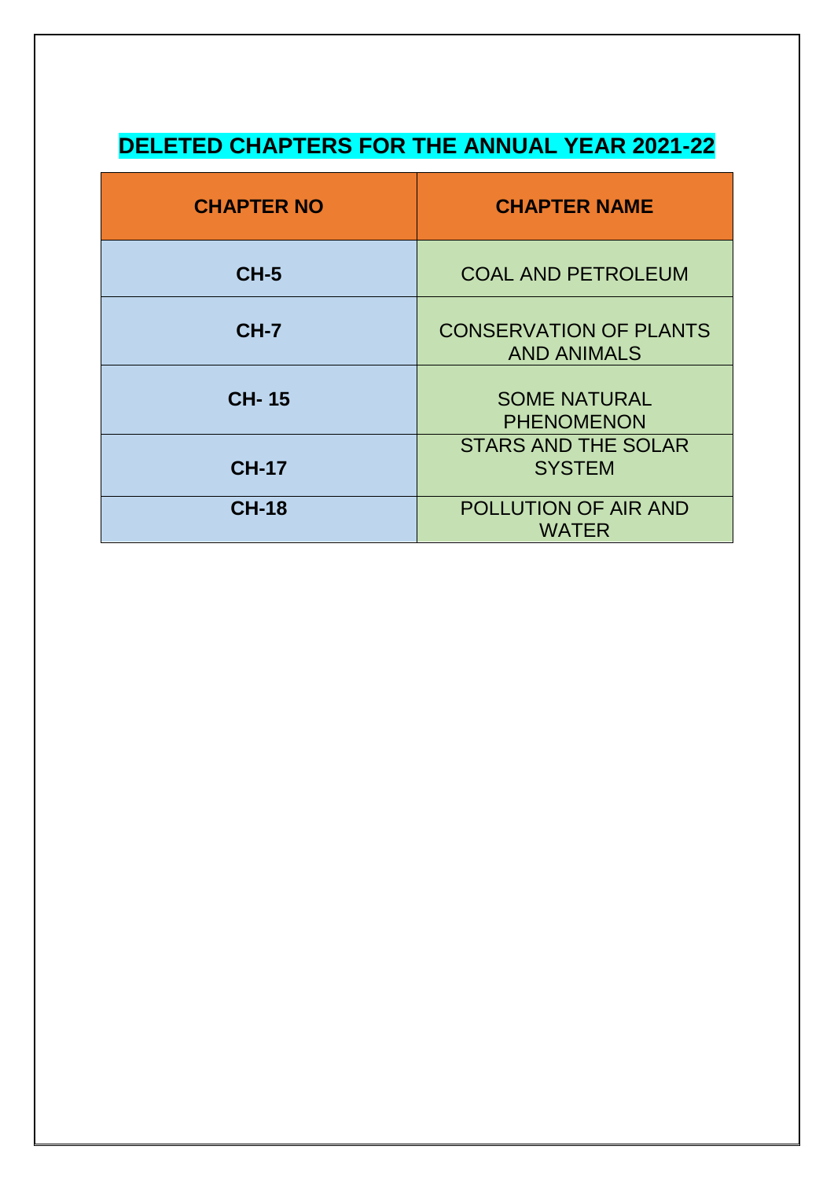# DELETED CHAPTERS FOR THE ANNUAL YEAR 2021-22

| CHAPTER NO | CHAPTER NAME |
|---|---|
| **CH-5** | COAL AND PETROLEUM |
| **CH-7** | CONSERVATION OF PLANTS AND ANIMALS |
| **CH- 15** | SOME NATURAL PHENOMENON |
| **CH-17** | STARS AND THE SOLAR SYSTEM |
| **CH-18** | POLLUTION OF AIR AND WATER |